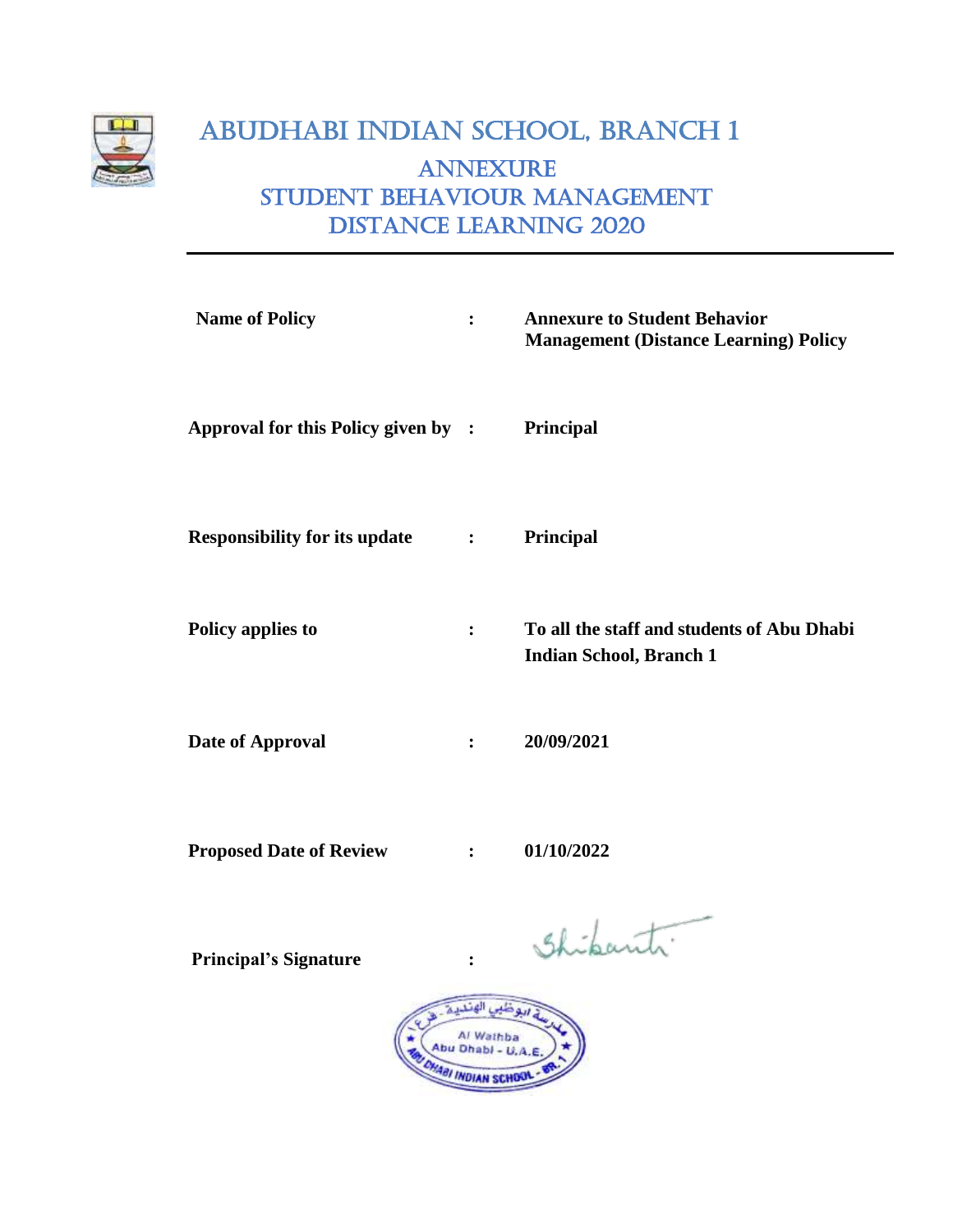# ABUDHABI INDIAN SCHOOL, BRANCH 1

## ANNEXURE
## STUDENT BEHAVIOUR MANAGEMENT
## DISTANCE LEARNING 2020

---

| | | |
|---|---|---|
| **Name of Policy** | **:** | **Annexure to Student Behavior Management (Distance Learning) Policy** |
| **Approval for this Policy given by** | **:** | **Principal** |
| **Responsibility for its update** | **:** | **Principal** |
| **Policy applies to** | **:** | **To all the staff and students of Abu Dhabi Indian School, Branch 1** |
| **Date of Approval** | **:** | **20/09/2021** |
| **Proposed Date of Review** | **:** | **01/10/2022** |
| **Principal's Signature** | **:** | Shibani |

مدرسة ابوظبي الهندية - فرع ١
Al Wathba
Abu Dhabi - U.A.E.
ABU DHABI INDIAN SCHOOL - BR. 1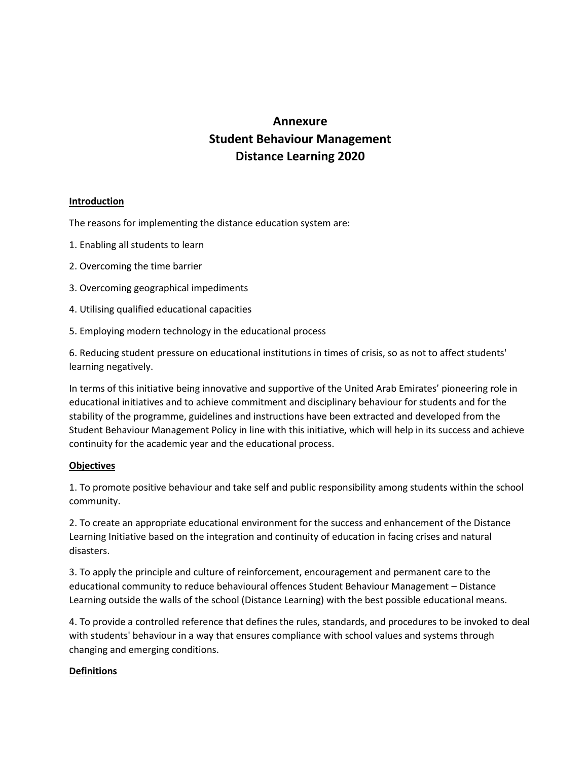# Annexure
# Student Behaviour Management
# Distance Learning 2020

## Introduction

The reasons for implementing the distance education system are:

1. Enabling all students to learn

2. Overcoming the time barrier

3. Overcoming geographical impediments

4. Utilising qualified educational capacities

5. Employing modern technology in the educational process

6. Reducing student pressure on educational institutions in times of crisis, so as not to affect students' learning negatively.

In terms of this initiative being innovative and supportive of the United Arab Emirates' pioneering role in educational initiatives and to achieve commitment and disciplinary behaviour for students and for the stability of the programme, guidelines and instructions have been extracted and developed from the Student Behaviour Management Policy in line with this initiative, which will help in its success and achieve continuity for the academic year and the educational process.

## Objectives

1. To promote positive behaviour and take self and public responsibility among students within the school community.

2. To create an appropriate educational environment for the success and enhancement of the Distance Learning Initiative based on the integration and continuity of education in facing crises and natural disasters.

3. To apply the principle and culture of reinforcement, encouragement and permanent care to the educational community to reduce behavioural offences Student Behaviour Management – Distance Learning outside the walls of the school (Distance Learning) with the best possible educational means.

4. To provide a controlled reference that defines the rules, standards, and procedures to be invoked to deal with students' behaviour in a way that ensures compliance with school values and systems through changing and emerging conditions.

## Definitions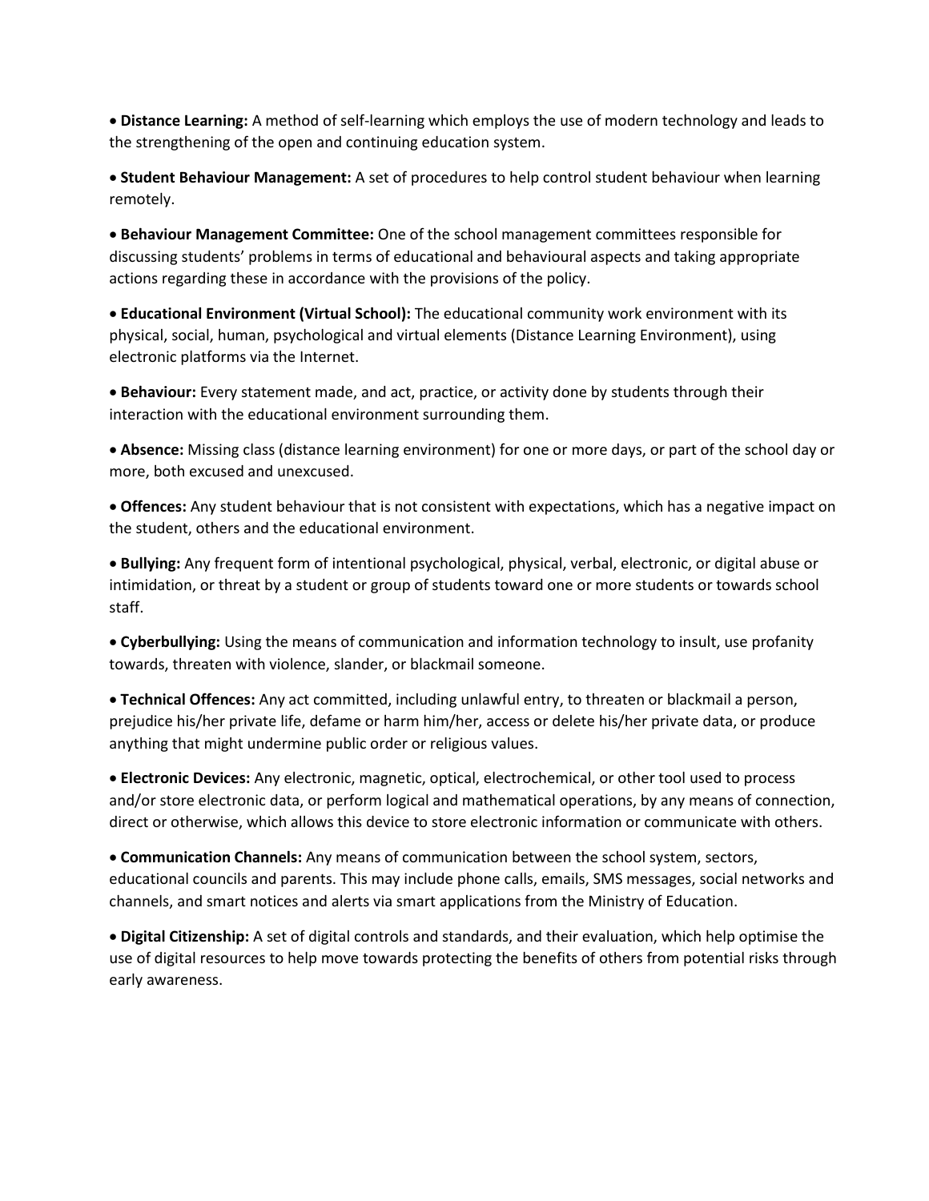- **Distance Learning:** A method of self-learning which employs the use of modern technology and leads to the strengthening of the open and continuing education system.

- **Student Behaviour Management:** A set of procedures to help control student behaviour when learning remotely.

- **Behaviour Management Committee:** One of the school management committees responsible for discussing students' problems in terms of educational and behavioural aspects and taking appropriate actions regarding these in accordance with the provisions of the policy.

- **Educational Environment (Virtual School):** The educational community work environment with its physical, social, human, psychological and virtual elements (Distance Learning Environment), using electronic platforms via the Internet.

- **Behaviour:** Every statement made, and act, practice, or activity done by students through their interaction with the educational environment surrounding them.

- **Absence:** Missing class (distance learning environment) for one or more days, or part of the school day or more, both excused and unexcused.

- **Offences:** Any student behaviour that is not consistent with expectations, which has a negative impact on the student, others and the educational environment.

- **Bullying:** Any frequent form of intentional psychological, physical, verbal, electronic, or digital abuse or intimidation, or threat by a student or group of students toward one or more students or towards school staff.

- **Cyberbullying:** Using the means of communication and information technology to insult, use profanity towards, threaten with violence, slander, or blackmail someone.

- **Technical Offences:** Any act committed, including unlawful entry, to threaten or blackmail a person, prejudice his/her private life, defame or harm him/her, access or delete his/her private data, or produce anything that might undermine public order or religious values.

- **Electronic Devices:** Any electronic, magnetic, optical, electrochemical, or other tool used to process and/or store electronic data, or perform logical and mathematical operations, by any means of connection, direct or otherwise, which allows this device to store electronic information or communicate with others.

- **Communication Channels:** Any means of communication between the school system, sectors, educational councils and parents. This may include phone calls, emails, SMS messages, social networks and channels, and smart notices and alerts via smart applications from the Ministry of Education.

- **Digital Citizenship:** A set of digital controls and standards, and their evaluation, which help optimise the use of digital resources to help move towards protecting the benefits of others from potential risks through early awareness.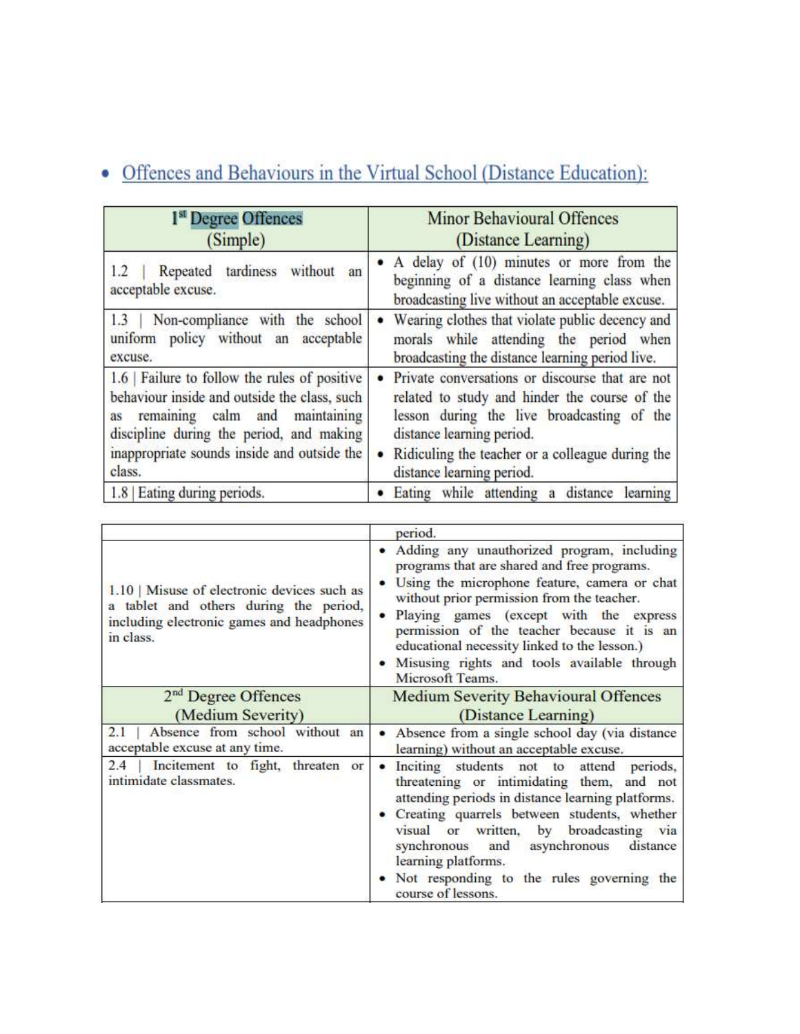- Offences and Behaviours in the Virtual School (Distance Education):

| 1st Degree Offences (Simple) | Minor Behavioural Offences (Distance Learning) |
|---|---|
| 1.2 \| Repeated tardiness without an acceptable excuse. | • A delay of (10) minutes or more from the beginning of a distance learning class when broadcasting live without an acceptable excuse. |
| 1.3 \| Non-compliance with the school uniform policy without an acceptable excuse. | • Wearing clothes that violate public decency and morals while attending the period when broadcasting the distance learning period live. |
| 1.6 \| Failure to follow the rules of positive behaviour inside and outside the class, such as remaining calm and maintaining discipline during the period, and making inappropriate sounds inside and outside the class. | • Private conversations or discourse that are not related to study and hinder the course of the lesson during the live broadcasting of the distance learning period. <br> • Ridiculing the teacher or a colleague during the distance learning period. |
| 1.8 \| Eating during periods. | • Eating while attending a distance learning period. |
| 1.10 \| Misuse of electronic devices such as a tablet and others during the period, including electronic games and headphones in class. | • Adding any unauthorized program, including programs that are shared and free programs. <br> • Using the microphone feature, camera or chat without prior permission from the teacher. <br> • Playing games (except with the express permission of the teacher because it is an educational necessity linked to the lesson.) <br> • Misusing rights and tools available through Microsoft Teams. |
| **2nd Degree Offences (Medium Severity)** | **Medium Severity Behavioural Offences (Distance Learning)** |
| 2.1 \| Absence from school without an acceptable excuse at any time. | • Absence from a single school day (via distance learning) without an acceptable excuse. |
| 2.4 \| Incitement to fight, threaten or intimidate classmates. | • Inciting students not to attend periods, threatening or intimidating them, and not attending periods in distance learning platforms. <br> • Creating quarrels between students, whether visual or written, by broadcasting via synchronous and asynchronous distance learning platforms. <br> • Not responding to the rules governing the course of lessons. |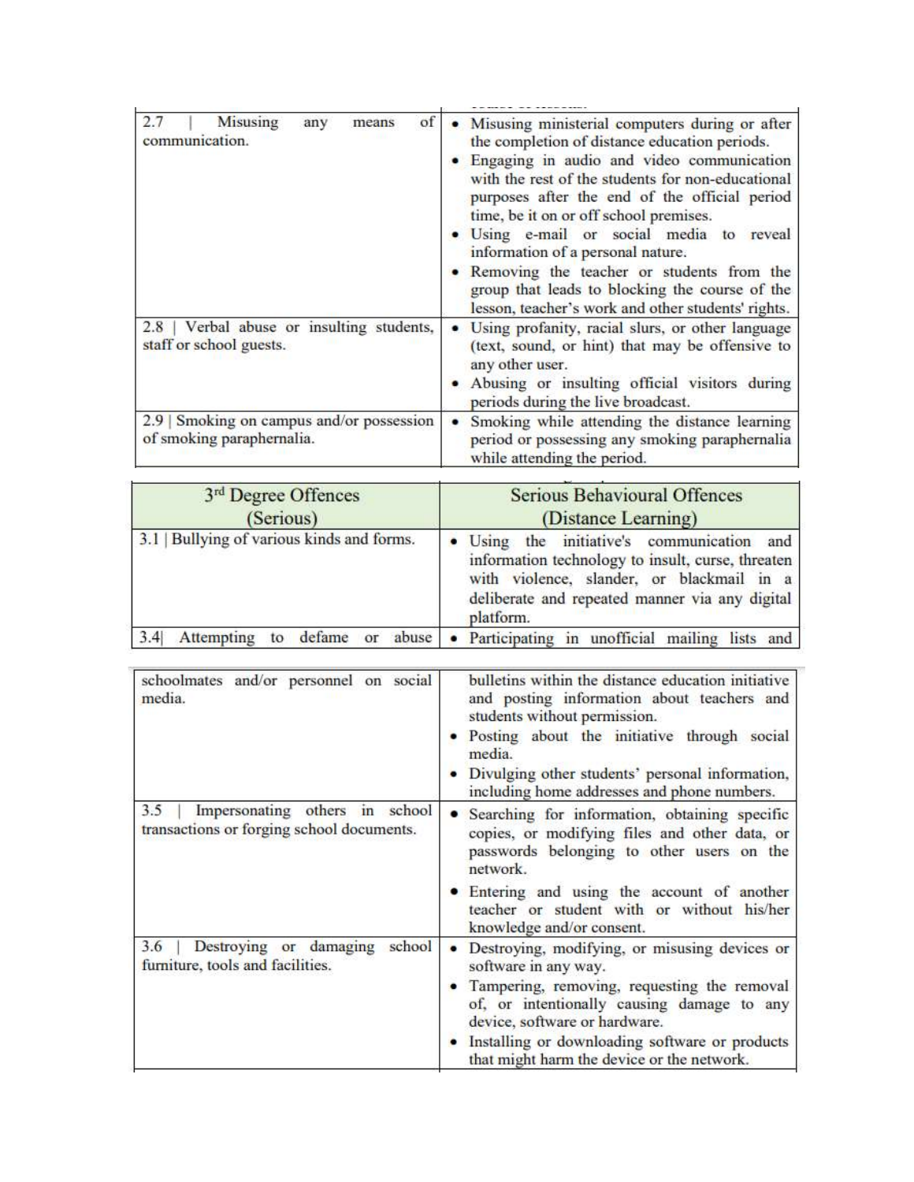| | |
|---|---|
| 2.7 \| Misusing any means of communication. | • Misusing ministerial computers during or after the completion of distance education periods.<br>• Engaging in audio and video communication with the rest of the students for non-educational purposes after the end of the official period time, be it on or off school premises.<br>• Using e-mail or social media to reveal information of a personal nature.<br>• Removing the teacher or students from the group that leads to blocking the course of the lesson, teacher's work and other students' rights. |
| 2.8 \| Verbal abuse or insulting students, staff or school guests. | • Using profanity, racial slurs, or other language (text, sound, or hint) that may be offensive to any other user.<br>• Abusing or insulting official visitors during periods during the live broadcast. |
| 2.9 \| Smoking on campus and/or possession of smoking paraphernalia. | • Smoking while attending the distance learning period or possessing any smoking paraphernalia while attending the period. |

| 3rd Degree Offences (Serious) | Serious Behavioural Offences (Distance Learning) |
|---|---|
| 3.1 \| Bullying of various kinds and forms. | • Using the initiative's communication and information technology to insult, curse, threaten with violence, slander, or blackmail in a deliberate and repeated manner via any digital platform. |
| 3.4\| Attempting to defame or abuse schoolmates and/or personnel on social media. | • Participating in unofficial mailing lists and bulletins within the distance education initiative and posting information about teachers and students without permission.<br>• Posting about the initiative through social media.<br>• Divulging other students' personal information, including home addresses and phone numbers. |
| 3.5 \| Impersonating others in school transactions or forging school documents. | • Searching for information, obtaining specific copies, or modifying files and other data, or passwords belonging to other users on the network.<br>• Entering and using the account of another teacher or student with or without his/her knowledge and/or consent. |
| 3.6 \| Destroying or damaging school furniture, tools and facilities. | • Destroying, modifying, or misusing devices or software in any way.<br>• Tampering, removing, requesting the removal of, or intentionally causing damage to any device, software or hardware.<br>• Installing or downloading software or products that might harm the device or the network. |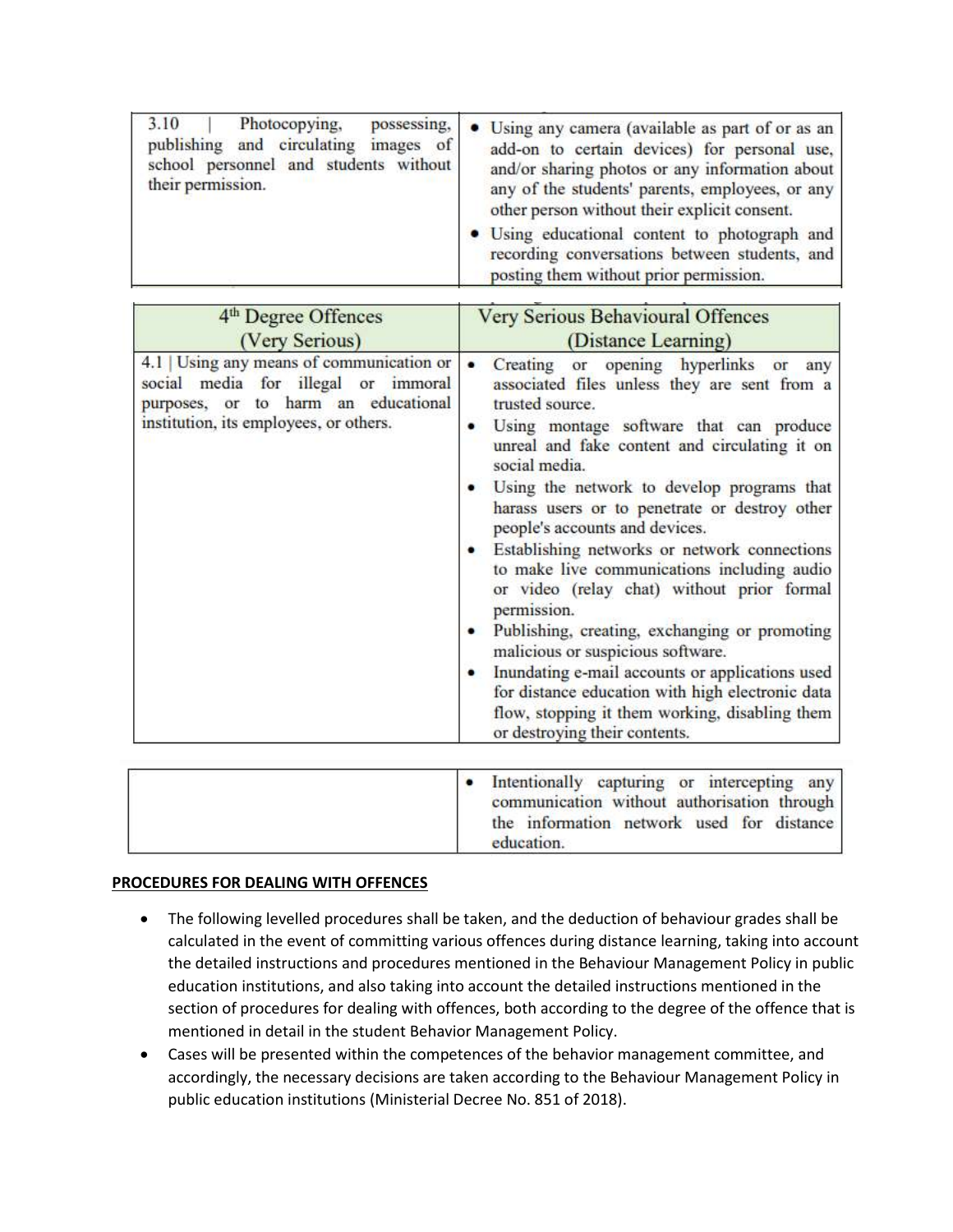| 3.10 \| Photocopying, possessing, publishing and circulating images of school personnel and students without their permission. | • Using any camera (available as part of or as an add-on to certain devices) for personal use, and/or sharing photos or any information about any of the students' parents, employees, or any other person without their explicit consent.<br>• Using educational content to photograph and recording conversations between students, and posting them without prior permission. |
| --- | --- |

| 4th Degree Offences (Very Serious) | Very Serious Behavioural Offences (Distance Learning) |
| --- | --- |
| 4.1 \| Using any means of communication or social media for illegal or immoral purposes, or to harm an educational institution, its employees, or others. | • Creating or opening hyperlinks or any associated files unless they are sent from a trusted source.<br>• Using montage software that can produce unreal and fake content and circulating it on social media.<br>• Using the network to develop programs that harass users or to penetrate or destroy other people's accounts and devices.<br>• Establishing networks or network connections to make live communications including audio or video (relay chat) without prior formal permission.<br>• Publishing, creating, exchanging or promoting malicious or suspicious software.<br>• Inundating e-mail accounts or applications used for distance education with high electronic data flow, stopping it them working, disabling them or destroying their contents.<br>• Intentionally capturing or intercepting any communication without authorisation through the information network used for distance education. |

**PROCEDURES FOR DEALING WITH OFFENCES**

- The following levelled procedures shall be taken, and the deduction of behaviour grades shall be calculated in the event of committing various offences during distance learning, taking into account the detailed instructions and procedures mentioned in the Behaviour Management Policy in public education institutions, and also taking into account the detailed instructions mentioned in the section of procedures for dealing with offences, both according to the degree of the offence that is mentioned in detail in the student Behavior Management Policy.
- Cases will be presented within the competences of the behavior management committee, and accordingly, the necessary decisions are taken according to the Behaviour Management Policy in public education institutions (Ministerial Decree No. 851 of 2018).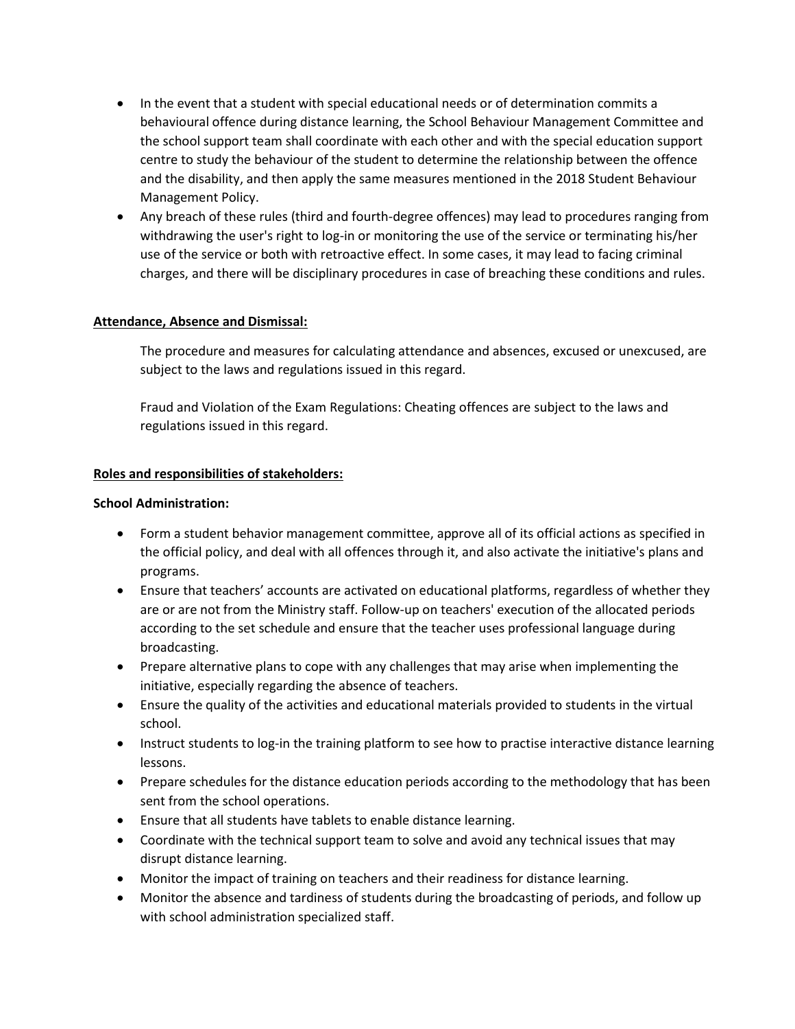- In the event that a student with special educational needs or of determination commits a behavioural offence during distance learning, the School Behaviour Management Committee and the school support team shall coordinate with each other and with the special education support centre to study the behaviour of the student to determine the relationship between the offence and the disability, and then apply the same measures mentioned in the 2018 Student Behaviour Management Policy.
- Any breach of these rules (third and fourth-degree offences) may lead to procedures ranging from withdrawing the user's right to log-in or monitoring the use of the service or terminating his/her use of the service or both with retroactive effect. In some cases, it may lead to facing criminal charges, and there will be disciplinary procedures in case of breaching these conditions and rules.

**<u>Attendance, Absence and Dismissal:</u>**

The procedure and measures for calculating attendance and absences, excused or unexcused, are subject to the laws and regulations issued in this regard.

Fraud and Violation of the Exam Regulations: Cheating offences are subject to the laws and regulations issued in this regard.

**<u>Roles and responsibilities of stakeholders:</u>**

**School Administration:**

- Form a student behavior management committee, approve all of its official actions as specified in the official policy, and deal with all offences through it, and also activate the initiative's plans and programs.
- Ensure that teachers' accounts are activated on educational platforms, regardless of whether they are or are not from the Ministry staff. Follow-up on teachers' execution of the allocated periods according to the set schedule and ensure that the teacher uses professional language during broadcasting.
- Prepare alternative plans to cope with any challenges that may arise when implementing the initiative, especially regarding the absence of teachers.
- Ensure the quality of the activities and educational materials provided to students in the virtual school.
- Instruct students to log-in the training platform to see how to practise interactive distance learning lessons.
- Prepare schedules for the distance education periods according to the methodology that has been sent from the school operations.
- Ensure that all students have tablets to enable distance learning.
- Coordinate with the technical support team to solve and avoid any technical issues that may disrupt distance learning.
- Monitor the impact of training on teachers and their readiness for distance learning.
- Monitor the absence and tardiness of students during the broadcasting of periods, and follow up with school administration specialized staff.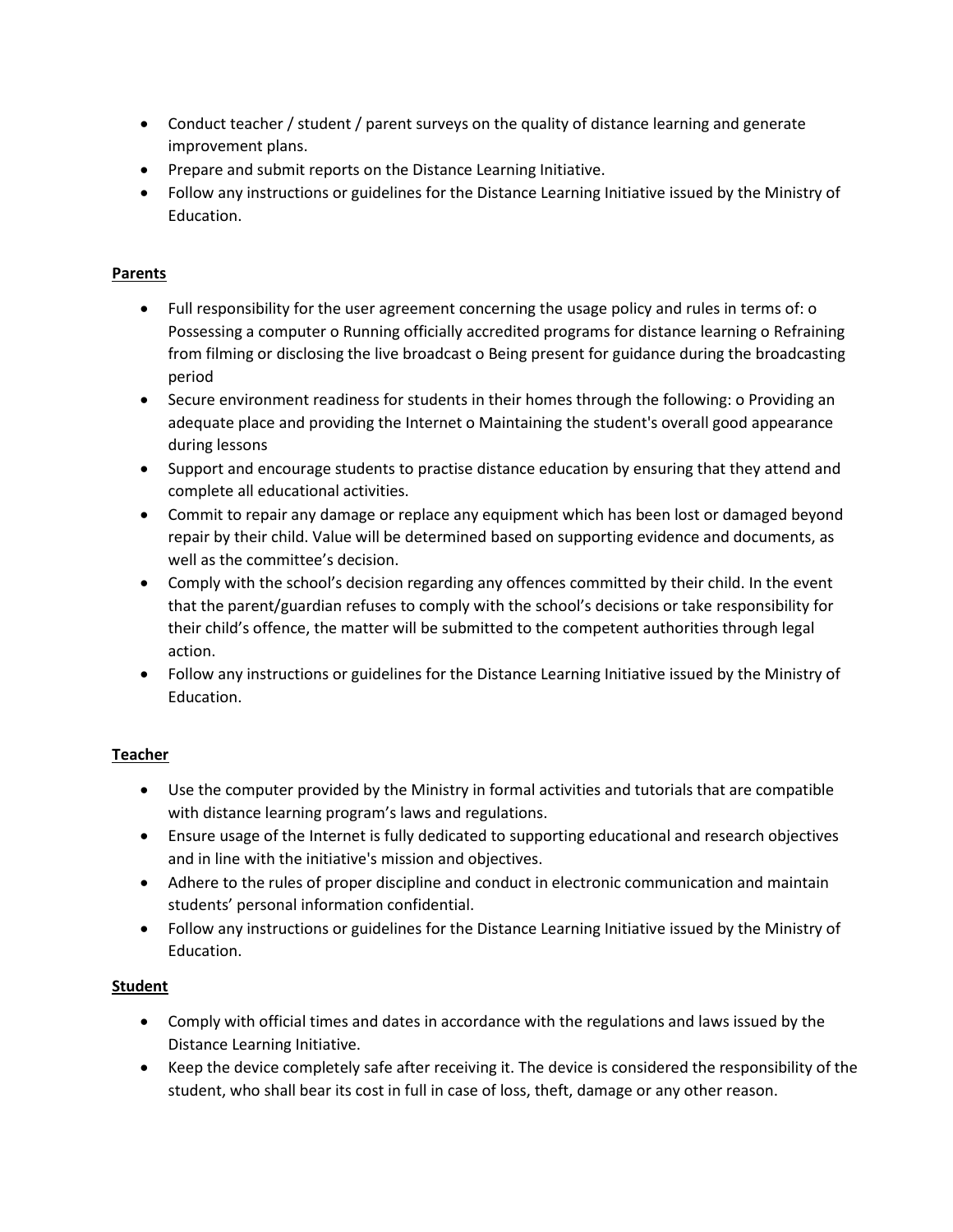- Conduct teacher / student / parent surveys on the quality of distance learning and generate improvement plans.
- Prepare and submit reports on the Distance Learning Initiative.
- Follow any instructions or guidelines for the Distance Learning Initiative issued by the Ministry of Education.

**Parents**

- Full responsibility for the user agreement concerning the usage policy and rules in terms of: o Possessing a computer o Running officially accredited programs for distance learning o Refraining from filming or disclosing the live broadcast o Being present for guidance during the broadcasting period
- Secure environment readiness for students in their homes through the following: o Providing an adequate place and providing the Internet o Maintaining the student's overall good appearance during lessons
- Support and encourage students to practise distance education by ensuring that they attend and complete all educational activities.
- Commit to repair any damage or replace any equipment which has been lost or damaged beyond repair by their child. Value will be determined based on supporting evidence and documents, as well as the committee's decision.
- Comply with the school's decision regarding any offences committed by their child. In the event that the parent/guardian refuses to comply with the school's decisions or take responsibility for their child's offence, the matter will be submitted to the competent authorities through legal action.
- Follow any instructions or guidelines for the Distance Learning Initiative issued by the Ministry of Education.

**Teacher**

- Use the computer provided by the Ministry in formal activities and tutorials that are compatible with distance learning program's laws and regulations.
- Ensure usage of the Internet is fully dedicated to supporting educational and research objectives and in line with the initiative's mission and objectives.
- Adhere to the rules of proper discipline and conduct in electronic communication and maintain students' personal information confidential.
- Follow any instructions or guidelines for the Distance Learning Initiative issued by the Ministry of Education.

**Student**

- Comply with official times and dates in accordance with the regulations and laws issued by the Distance Learning Initiative.
- Keep the device completely safe after receiving it. The device is considered the responsibility of the student, who shall bear its cost in full in case of loss, theft, damage or any other reason.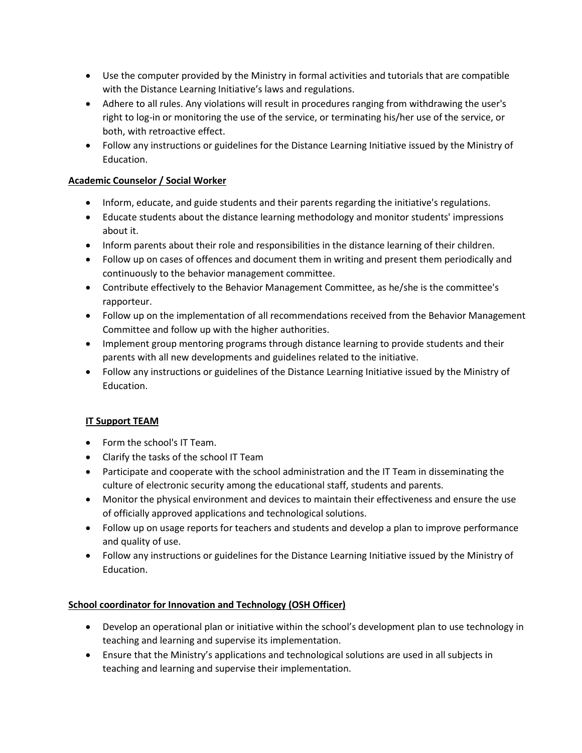- Use the computer provided by the Ministry in formal activities and tutorials that are compatible with the Distance Learning Initiative's laws and regulations.
- Adhere to all rules. Any violations will result in procedures ranging from withdrawing the user's right to log-in or monitoring the use of the service, or terminating his/her use of the service, or both, with retroactive effect.
- Follow any instructions or guidelines for the Distance Learning Initiative issued by the Ministry of Education.

**Academic Counselor / Social Worker**

- Inform, educate, and guide students and their parents regarding the initiative's regulations.
- Educate students about the distance learning methodology and monitor students' impressions about it.
- Inform parents about their role and responsibilities in the distance learning of their children.
- Follow up on cases of offences and document them in writing and present them periodically and continuously to the behavior management committee.
- Contribute effectively to the Behavior Management Committee, as he/she is the committee's rapporteur.
- Follow up on the implementation of all recommendations received from the Behavior Management Committee and follow up with the higher authorities.
- Implement group mentoring programs through distance learning to provide students and their parents with all new developments and guidelines related to the initiative.
- Follow any instructions or guidelines of the Distance Learning Initiative issued by the Ministry of Education.

**IT Support TEAM**

- Form the school's IT Team.
- Clarify the tasks of the school IT Team
- Participate and cooperate with the school administration and the IT Team in disseminating the culture of electronic security among the educational staff, students and parents.
- Monitor the physical environment and devices to maintain their effectiveness and ensure the use of officially approved applications and technological solutions.
- Follow up on usage reports for teachers and students and develop a plan to improve performance and quality of use.
- Follow any instructions or guidelines for the Distance Learning Initiative issued by the Ministry of Education.

**School coordinator for Innovation and Technology (OSH Officer)**

- Develop an operational plan or initiative within the school's development plan to use technology in teaching and learning and supervise its implementation.
- Ensure that the Ministry's applications and technological solutions are used in all subjects in teaching and learning and supervise their implementation.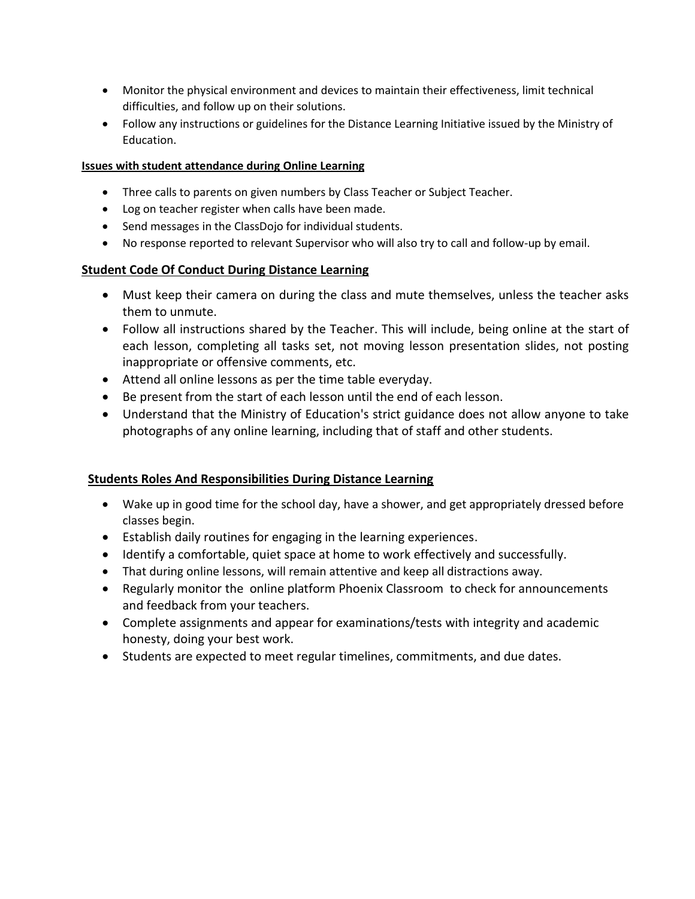- Monitor the physical environment and devices to maintain their effectiveness, limit technical difficulties, and follow up on their solutions.
- Follow any instructions or guidelines for the Distance Learning Initiative issued by the Ministry of Education.

#### **Issues with student attendance during Online Learning**

- Three calls to parents on given numbers by Class Teacher or Subject Teacher.
- Log on teacher register when calls have been made.
- Send messages in the ClassDojo for individual students.
- No response reported to relevant Supervisor who will also try to call and follow-up by email.

### **Student Code Of Conduct During Distance Learning**

- Must keep their camera on during the class and mute themselves, unless the teacher asks them to unmute.
- Follow all instructions shared by the Teacher. This will include, being online at the start of each lesson, completing all tasks set, not moving lesson presentation slides, not posting inappropriate or offensive comments, etc.
- Attend all online lessons as per the time table everyday.
- Be present from the start of each lesson until the end of each lesson.
- Understand that the Ministry of Education's strict guidance does not allow anyone to take photographs of any online learning, including that of staff and other students.

### **Students Roles And Responsibilities During Distance Learning**

- Wake up in good time for the school day, have a shower, and get appropriately dressed before classes begin.
- Establish daily routines for engaging in the learning experiences.
- Identify a comfortable, quiet space at home to work effectively and successfully.
- That during online lessons, will remain attentive and keep all distractions away.
- Regularly monitor the online platform Phoenix Classroom to check for announcements and feedback from your teachers.
- Complete assignments and appear for examinations/tests with integrity and academic honesty, doing your best work.
- Students are expected to meet regular timelines, commitments, and due dates.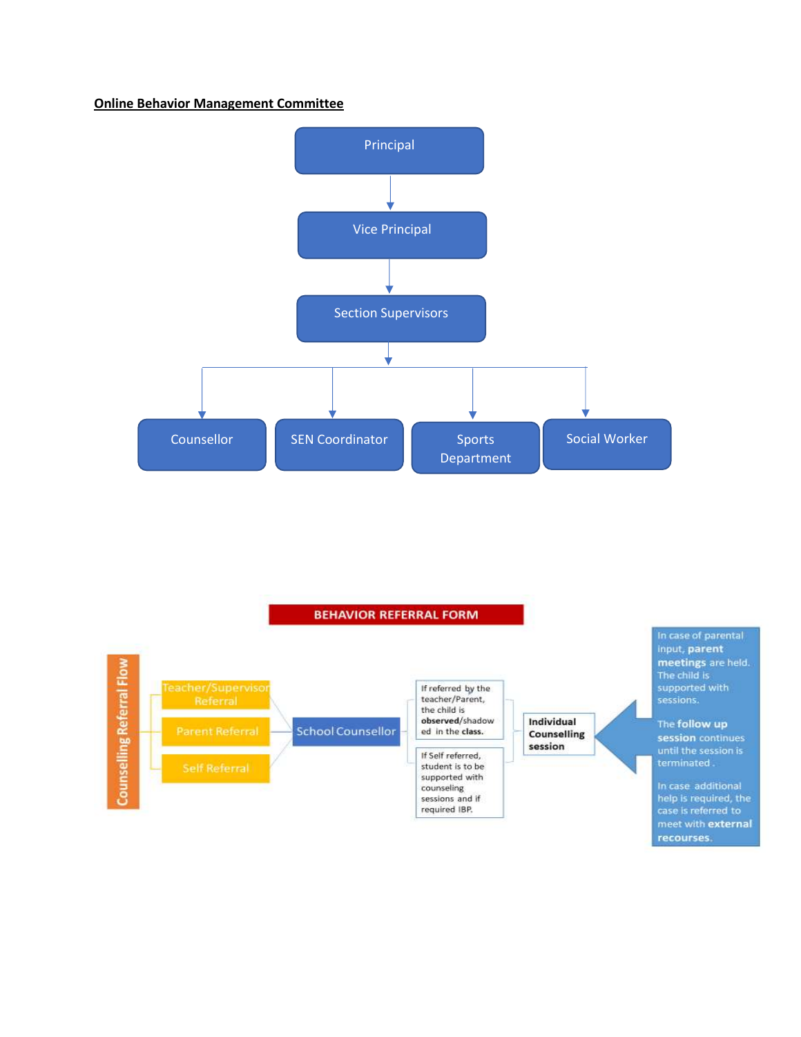**Online Behavior Management Committee**

Principal

Vice Principal

Section Supervisors

Counsellor

SEN Coordinator

Sports Department

Social Worker

BEHAVIOR REFERRAL FORM

Counselling Referral Flow

Teacher/Supervisor Referral

Parent Referral

Self Referral

School Counsellor

If referred by the teacher/Parent, the child is **observed**/shadowed in the **class.**

If Self referred, student is to be supported with counseling sessions and if required IBP.

**Individual Counselling session**

In case of parental input, **parent meetings** are held. The child is supported with sessions.

The **follow up session** continues until the session is terminated .

In case additional help is required, the case is referred to meet with **external recourses.**